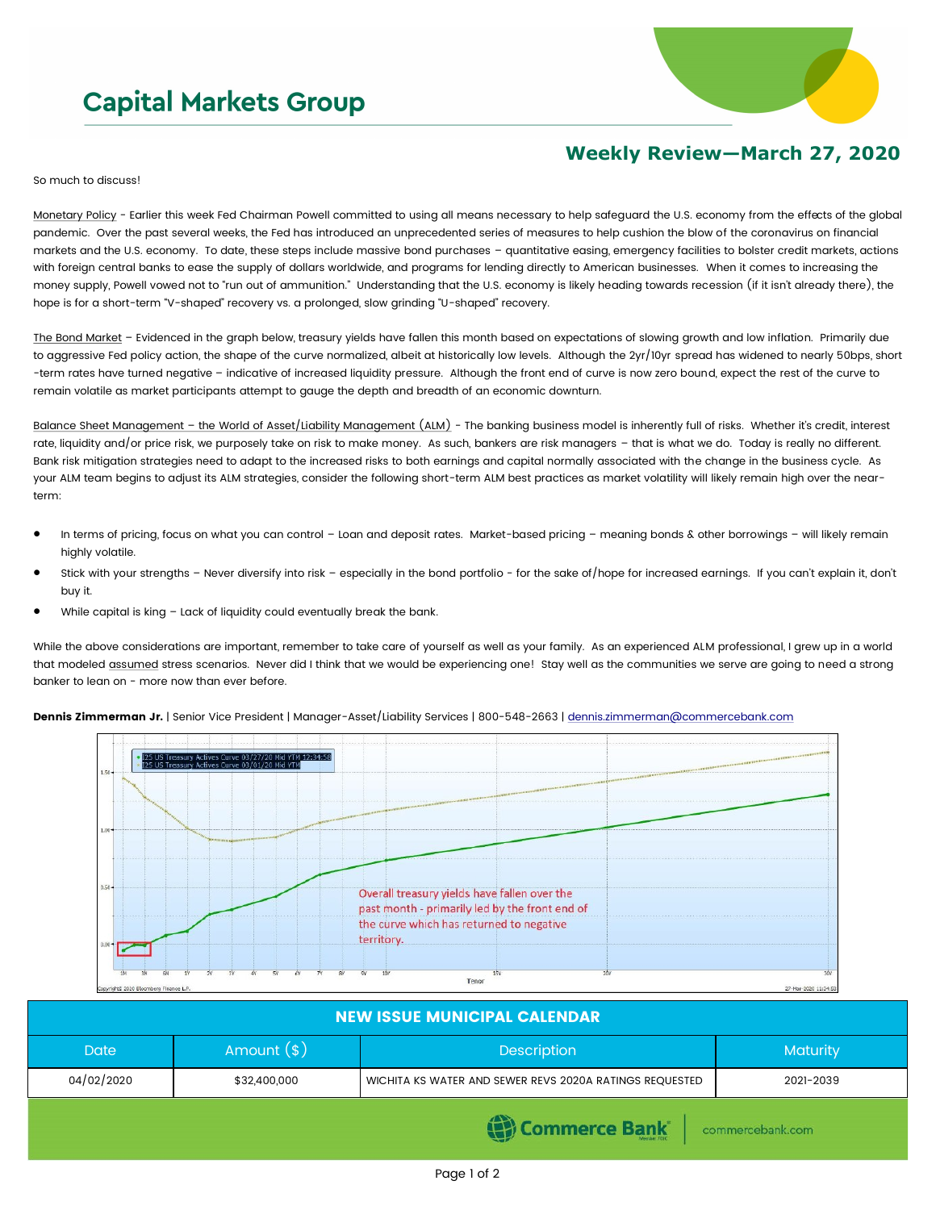# Capital Markets Group

## Weekly Review—March 27, 2020

So much to discuss!

Monetary Policy - Earlier this week Fed Chairman Powell committed to using all means necessary to help safeguard the U.S. economy from the effects of the global pandemic. Over the past several weeks, the Fed has introduced an unprecedented series of measures to help cushion the blow of the coronavirus on financial markets and the U.S. economy. To date, these steps include massive bond purchases – quantitative easing, emergency facilities to bolster credit markets, actions with foreign central banks to ease the supply of dollars worldwide, and programs for lending directly to American businesses. When it comes to increasing the money supply, Powell vowed not to "run out of ammunition." Understanding that the U.S. economy is likely heading towards recession (if it isn't already there), the hope is for a short-term "V-shaped" recovery vs. a prolonged, slow grinding "U-shaped" recovery.

The Bond Market – Evidenced in the graph below, treasury yields have fallen this month based on expectations of slowing growth and low inflation. Primarily due to aggressive Fed policy action, the shape of the curve normalized, albeit at historically low levels. Although the 2yr/10yr spread has widened to nearly 50bps, short-term rates have turned negative – indicative of increased liquidity pressure. Although the front end of curve is now zero bound, expect the rest of the curve to remain volatile as market participants attempt to gauge the depth and breadth of an economic downturn.

Balance Sheet Management – the World of Asset/Liability Management (ALM) - The banking business model is inherently full of risks. Whether it's credit, interest rate, liquidity and/or price risk, we purposely take on risk to make money. As such, bankers are risk managers – that is what we do. Today is really no different. Bank risk mitigation strategies need to adapt to the increased risks to both earnings and capital normally associated with the change in the business cycle. As your ALM team begins to adjust its ALM strategies, consider the following short-term ALM best practices as market volatility will likely remain high over the near-term:

- In terms of pricing, focus on what you can control – Loan and deposit rates. Market-based pricing – meaning bonds & other borrowings – will likely remain highly volatile.
- Stick with your strengths – Never diversify into risk – especially in the bond portfolio - for the sake of/hope for increased earnings. If you can't explain it, don't buy it.
- While capital is king – Lack of liquidity could eventually break the bank.

While the above considerations are important, remember to take care of yourself as well as your family. As an experienced ALM professional, I grew up in a world that modeled assumed stress scenarios. Never did I think that we would be experiencing one! Stay well as the communities we serve are going to need a strong banker to lean on - more now than ever before.

**Dennis Zimmerman Jr.** | Senior Vice President | Manager-Asset/Liability Services | 800-548-2663 | dennis.zimmerman@commercebank.com

Overall treasury yields have fallen over the past month - primarily led by the front end of the curve which has returned to negative territory.

| NEW ISSUE MUNICIPAL CALENDAR | | | |
|---|---|---|---|
| Date | Amount ($) | Description | Maturity |
| 04/02/2020 | $32,400,000 | WICHITA KS WATER AND SEWER REVS 2020A RATINGS REQUESTED | 2021-2039 |

Commerce Bank | commercebank.com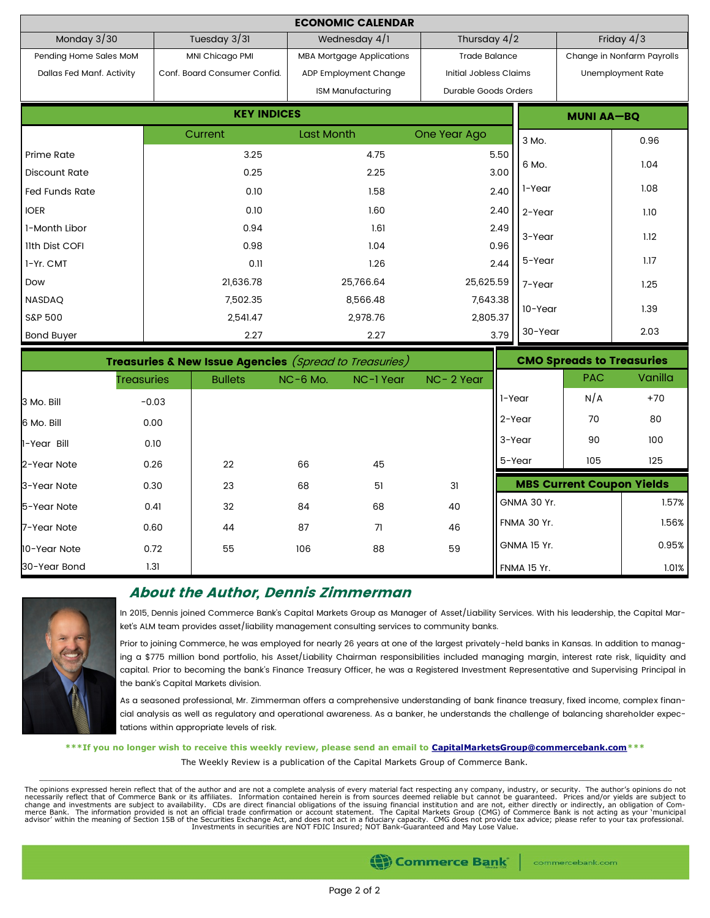## ECONOMIC CALENDAR

| Monday 3/30 | Tuesday 3/31 | Wednesday 4/1 | Thursday 4/2 | Friday 4/3 |
|---|---|---|---|---|
| Pending Home Sales MoM | MNI Chicago PMI | MBA Mortgage Applications | Trade Balance | Change in Nonfarm Payrolls |
| Dallas Fed Manf. Activity | Conf. Board Consumer Confid. | ADP Employment Change | Initial Jobless Claims | Unemployment Rate |
| | | ISM Manufacturing | Durable Goods Orders | |

## KEY INDICES

| | Current | Last Month | One Year Ago |
|---|---|---|---|
| Prime Rate | 3.25 | 4.75 | 5.50 |
| Discount Rate | 0.25 | 2.25 | 3.00 |
| Fed Funds Rate | 0.10 | 1.58 | 2.40 |
| IOER | 0.10 | 1.60 | 2.40 |
| 1-Month Libor | 0.94 | 1.61 | 2.49 |
| 11th Dist COFI | 0.98 | 1.04 | 0.96 |
| 1-Yr. CMT | 0.11 | 1.26 | 2.44 |
| Dow | 21,636.78 | 25,766.64 | 25,625.59 |
| NASDAQ | 7,502.35 | 8,566.48 | 7,643.38 |
| S&P 500 | 2,541.47 | 2,978.76 | 2,805.37 |
| Bond Buyer | 2.27 | 2.27 | 3.79 |

## MUNI AA—BQ

| | |
|---|---|
| 3 Mo. | 0.96 |
| 6 Mo. | 1.04 |
| 1-Year | 1.08 |
| 2-Year | 1.10 |
| 3-Year | 1.12 |
| 5-Year | 1.17 |
| 7-Year | 1.25 |
| 10-Year | 1.39 |
| 30-Year | 2.03 |

## Treasuries & New Issue Agencies *(Spread to Treasuries)*

| | Treasuries | Bullets | NC-6 Mo. | NC-1 Year | NC- 2 Year |
|---|---|---|---|---|---|
| 3 Mo. Bill | -0.03 | | | | |
| 6 Mo. Bill | 0.00 | | | | |
| 1-Year Bill | 0.10 | | | | |
| 2-Year Note | 0.26 | 22 | 66 | 45 | |
| 3-Year Note | 0.30 | 23 | 68 | 51 | 31 |
| 5-Year Note | 0.41 | 32 | 84 | 68 | 40 |
| 7-Year Note | 0.60 | 44 | 87 | 71 | 46 |
| 10-Year Note | 0.72 | 55 | 106 | 88 | 59 |
| 30-Year Bond | 1.31 | | | | |

## CMO Spreads to Treasuries

| | PAC | Vanilla |
|---|---|---|
| 1-Year | N/A | +70 |
| 2-Year | 70 | 80 |
| 3-Year | 90 | 100 |
| 5-Year | 105 | 125 |

## MBS Current Coupon Yields

| | |
|---|---|
| GNMA 30 Yr. | 1.57% |
| FNMA 30 Yr. | 1.56% |
| GNMA 15 Yr. | 0.95% |
| FNMA 15 Yr. | 1.01% |

## *About the Author, Dennis Zimmerman*

In 2015, Dennis joined Commerce Bank's Capital Markets Group as Manager of Asset/Liability Services. With his leadership, the Capital Market's ALM team provides asset/liability management consulting services to community banks.

Prior to joining Commerce, he was employed for nearly 26 years at one of the largest privately-held banks in Kansas. In addition to managing a $775 million bond portfolio, his Asset/Liability Chairman responsibilities included managing margin, interest rate risk, liquidity and capital. Prior to becoming the bank's Finance Treasury Officer, he was a Registered Investment Representative and Supervising Principal in the bank's Capital Markets division.

As a seasoned professional, Mr. Zimmerman offers a comprehensive understanding of bank finance treasury, fixed income, complex financial analysis as well as regulatory and operational awareness. As a banker, he understands the challenge of balancing shareholder expectations within appropriate levels of risk.

**\*\*\*If you no longer wish to receive this weekly review, please send an email to CapitalMarketsGroup@commercebank.com\*\*\***

The Weekly Review is a publication of the Capital Markets Group of Commerce Bank.

The opinions expressed herein reflect that of the author and are not a complete analysis of every material fact respecting any company, industry, or security. The author's opinions do not necessarily reflect that of Commerce Bank or its affiliates. Information contained herein is from sources deemed reliable but cannot be guaranteed. Prices and/or yields are subject to change and investments are subject to availability. CDs are direct financial obligations of the issuing financial institution and are not, either directly or indirectly, an obligation of Commerce Bank. The information provided is not an official trade confirmation or account statement. The Capital Markets Group (CMG) of Commerce Bank is not acting as your 'municipal advisor' within the meaning of Section 15B of the Securities Exchange Act, and does not act in a fiduciary capacity. CMG does not provide tax advice; please refer to your tax professional. Investments in securities are NOT FDIC Insured; NOT Bank-Guaranteed and May Lose Value.

Commerce Bank | commercebank.com